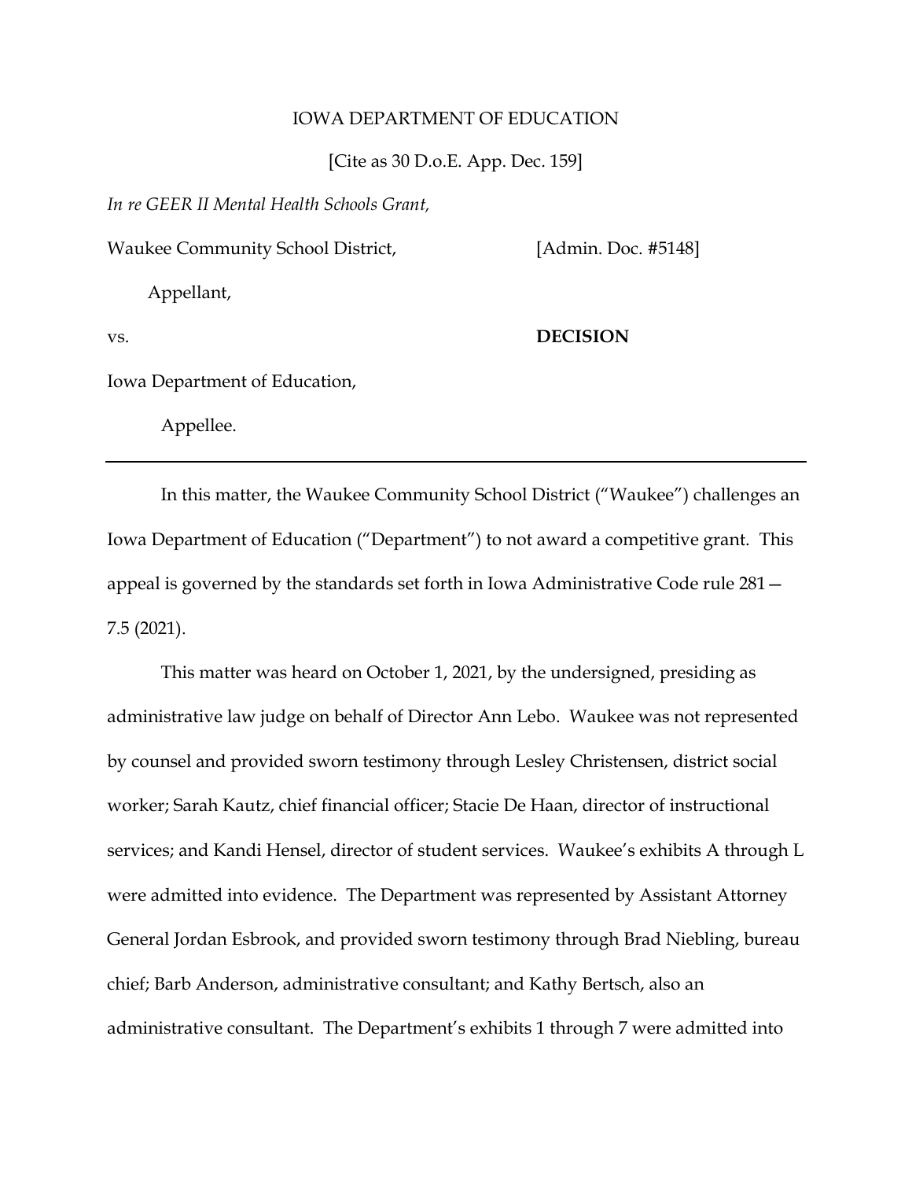IOWA DEPARTMENT OF EDUCATION

[Cite as 30 D.o.E. App. Dec. 159]

*In re GEER II Mental Health Schools Grant,*

Waukee Community School District, [Admin. Doc. #5148]

Appellant,

vs. **DECISION**

Iowa Department of Education,

Appellee.

---

In this matter, the Waukee Community School District ("Waukee") challenges an Iowa Department of Education ("Department") to not award a competitive grant. This appeal is governed by the standards set forth in Iowa Administrative Code rule 281—7.5 (2021).

This matter was heard on October 1, 2021, by the undersigned, presiding as administrative law judge on behalf of Director Ann Lebo. Waukee was not represented by counsel and provided sworn testimony through Lesley Christensen, district social worker; Sarah Kautz, chief financial officer; Stacie De Haan, director of instructional services; and Kandi Hensel, director of student services. Waukee's exhibits A through L were admitted into evidence. The Department was represented by Assistant Attorney General Jordan Esbrook, and provided sworn testimony through Brad Niebling, bureau chief; Barb Anderson, administrative consultant; and Kathy Bertsch, also an administrative consultant. The Department's exhibits 1 through 7 were admitted into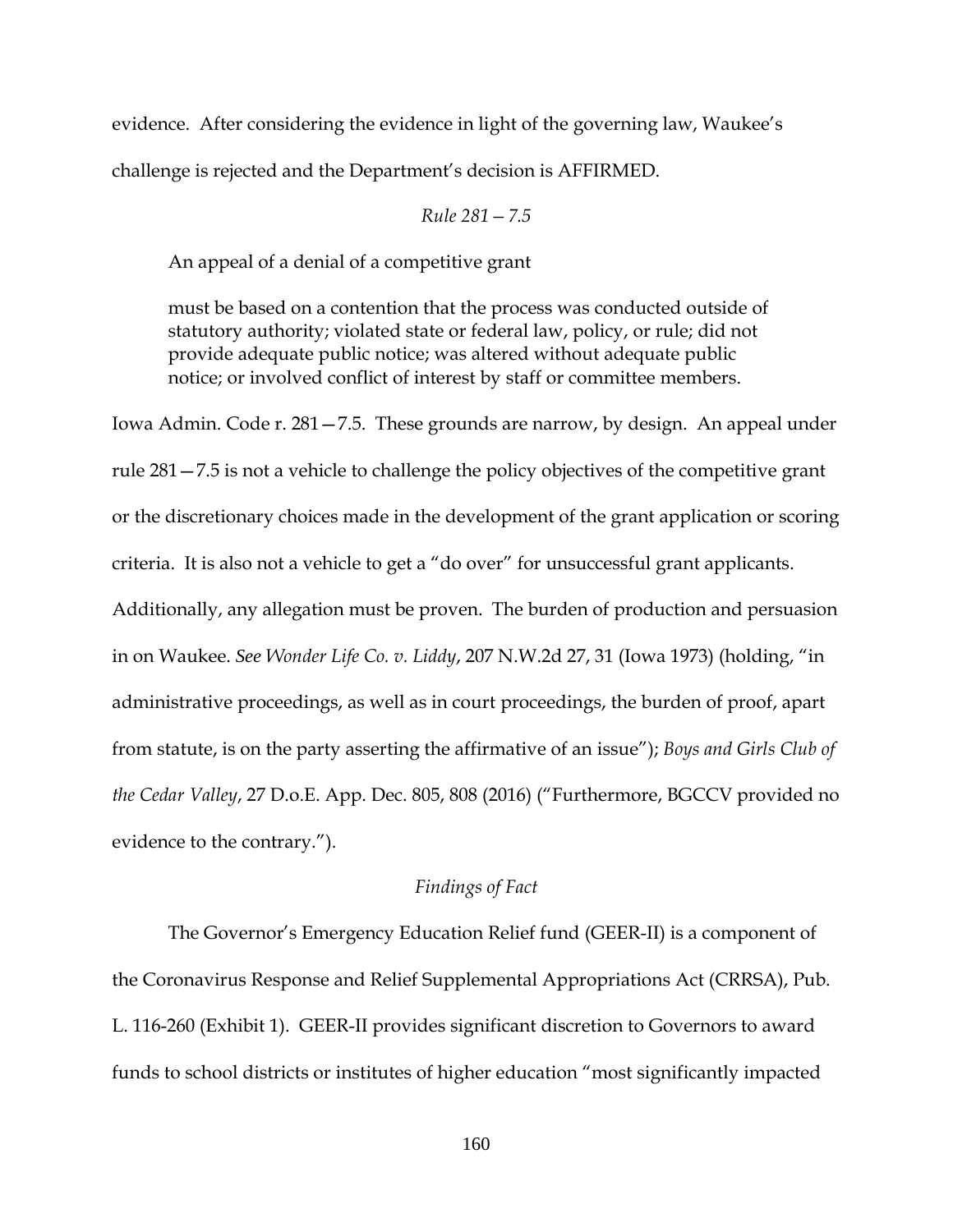evidence. After considering the evidence in light of the governing law, Waukee's challenge is rejected and the Department's decision is AFFIRMED.

*Rule 281—7.5*

An appeal of a denial of a competitive grant

> must be based on a contention that the process was conducted outside of statutory authority; violated state or federal law, policy, or rule; did not provide adequate public notice; was altered without adequate public notice; or involved conflict of interest by staff or committee members.

Iowa Admin. Code r. 281—7.5. These grounds are narrow, by design. An appeal under rule 281—7.5 is not a vehicle to challenge the policy objectives of the competitive grant or the discretionary choices made in the development of the grant application or scoring criteria. It is also not a vehicle to get a "do over" for unsuccessful grant applicants. Additionally, any allegation must be proven. The burden of production and persuasion in on Waukee. *See Wonder Life Co. v. Liddy*, 207 N.W.2d 27, 31 (Iowa 1973) (holding, "in administrative proceedings, as well as in court proceedings, the burden of proof, apart from statute, is on the party asserting the affirmative of an issue"); *Boys and Girls Club of the Cedar Valley*, 27 D.o.E. App. Dec. 805, 808 (2016) ("Furthermore, BGCCV provided no evidence to the contrary.").

*Findings of Fact*

The Governor's Emergency Education Relief fund (GEER-II) is a component of the Coronavirus Response and Relief Supplemental Appropriations Act (CRRSA), Pub. L. 116-260 (Exhibit 1). GEER-II provides significant discretion to Governors to award funds to school districts or institutes of higher education "most significantly impacted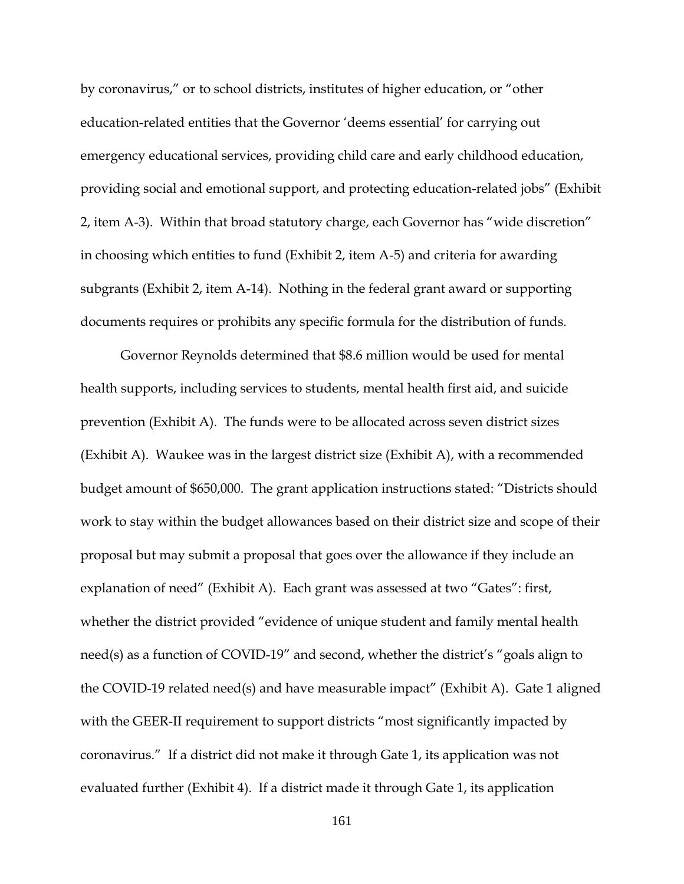by coronavirus," or to school districts, institutes of higher education, or "other education-related entities that the Governor 'deems essential' for carrying out emergency educational services, providing child care and early childhood education, providing social and emotional support, and protecting education-related jobs" (Exhibit 2, item A-3). Within that broad statutory charge, each Governor has "wide discretion" in choosing which entities to fund (Exhibit 2, item A-5) and criteria for awarding subgrants (Exhibit 2, item A-14). Nothing in the federal grant award or supporting documents requires or prohibits any specific formula for the distribution of funds.

Governor Reynolds determined that $8.6 million would be used for mental health supports, including services to students, mental health first aid, and suicide prevention (Exhibit A). The funds were to be allocated across seven district sizes (Exhibit A). Waukee was in the largest district size (Exhibit A), with a recommended budget amount of $650,000. The grant application instructions stated: "Districts should work to stay within the budget allowances based on their district size and scope of their proposal but may submit a proposal that goes over the allowance if they include an explanation of need" (Exhibit A). Each grant was assessed at two "Gates": first, whether the district provided "evidence of unique student and family mental health need(s) as a function of COVID-19" and second, whether the district's "goals align to the COVID-19 related need(s) and have measurable impact" (Exhibit A). Gate 1 aligned with the GEER-II requirement to support districts "most significantly impacted by coronavirus." If a district did not make it through Gate 1, its application was not evaluated further (Exhibit 4). If a district made it through Gate 1, its application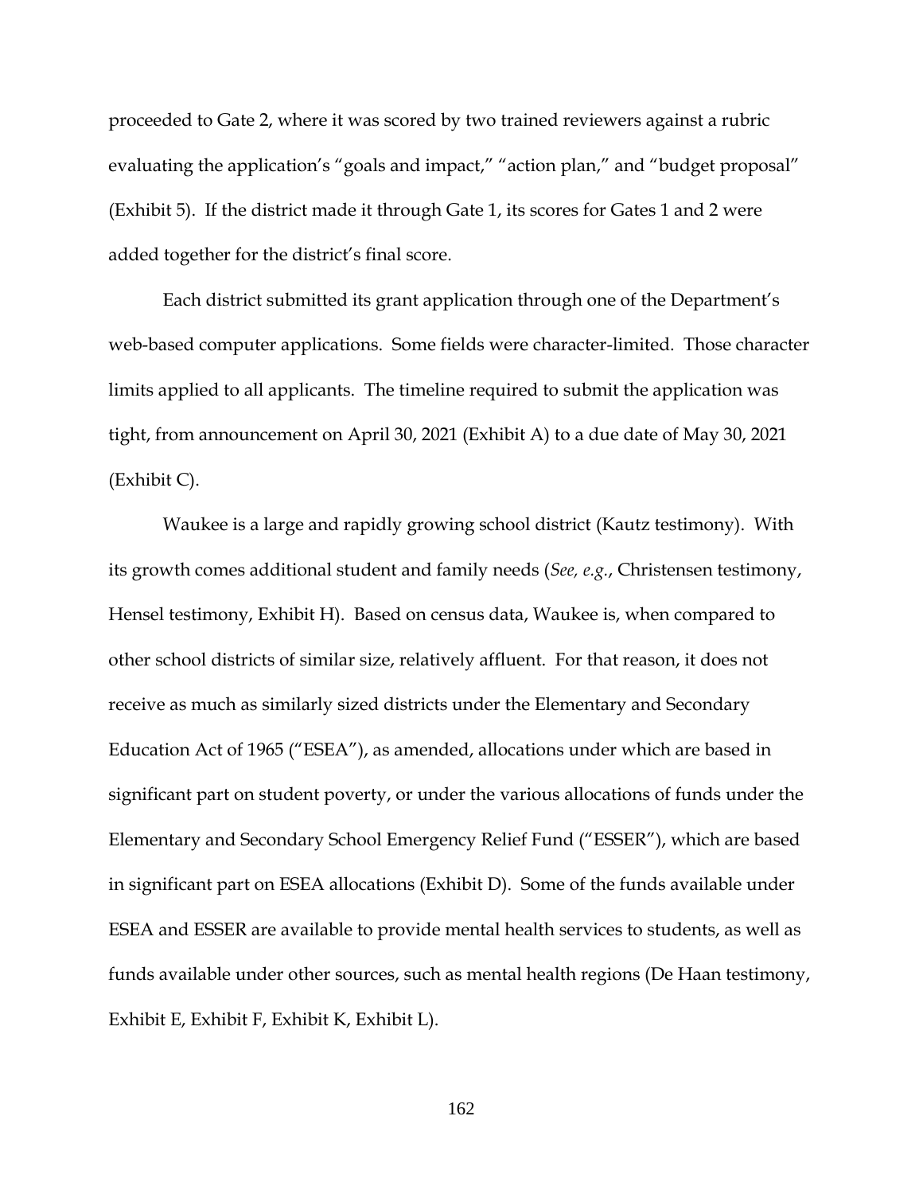proceeded to Gate 2, where it was scored by two trained reviewers against a rubric evaluating the application's "goals and impact," "action plan," and "budget proposal" (Exhibit 5). If the district made it through Gate 1, its scores for Gates 1 and 2 were added together for the district's final score.

Each district submitted its grant application through one of the Department's web-based computer applications. Some fields were character-limited. Those character limits applied to all applicants. The timeline required to submit the application was tight, from announcement on April 30, 2021 (Exhibit A) to a due date of May 30, 2021 (Exhibit C).

Waukee is a large and rapidly growing school district (Kautz testimony). With its growth comes additional student and family needs (*See, e.g.*, Christensen testimony, Hensel testimony, Exhibit H). Based on census data, Waukee is, when compared to other school districts of similar size, relatively affluent. For that reason, it does not receive as much as similarly sized districts under the Elementary and Secondary Education Act of 1965 ("ESEA"), as amended, allocations under which are based in significant part on student poverty, or under the various allocations of funds under the Elementary and Secondary School Emergency Relief Fund ("ESSER"), which are based in significant part on ESEA allocations (Exhibit D). Some of the funds available under ESEA and ESSER are available to provide mental health services to students, as well as funds available under other sources, such as mental health regions (De Haan testimony, Exhibit E, Exhibit F, Exhibit K, Exhibit L).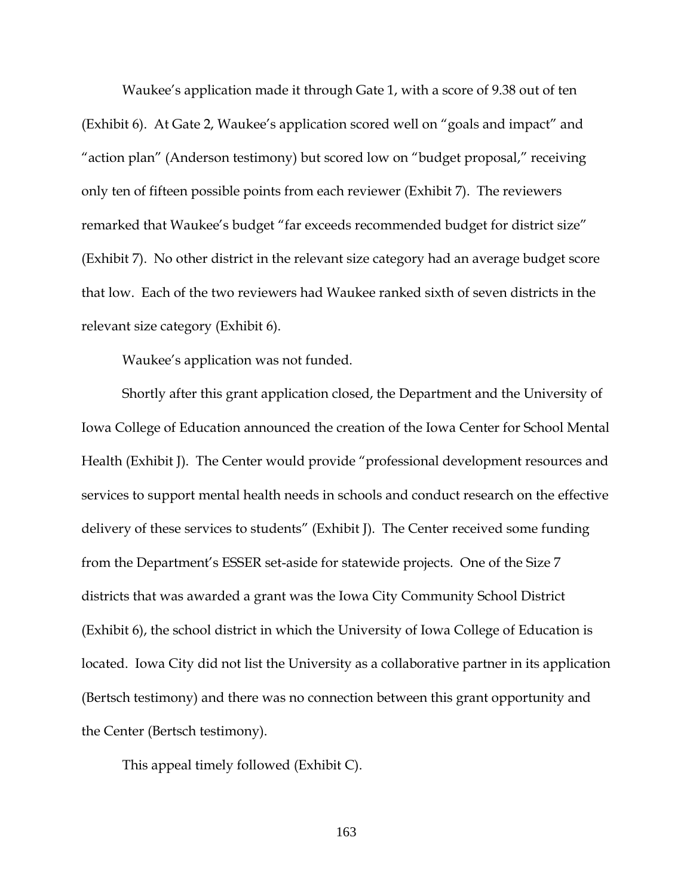Waukee's application made it through Gate 1, with a score of 9.38 out of ten (Exhibit 6). At Gate 2, Waukee's application scored well on "goals and impact" and "action plan" (Anderson testimony) but scored low on "budget proposal," receiving only ten of fifteen possible points from each reviewer (Exhibit 7). The reviewers remarked that Waukee's budget "far exceeds recommended budget for district size" (Exhibit 7). No other district in the relevant size category had an average budget score that low. Each of the two reviewers had Waukee ranked sixth of seven districts in the relevant size category (Exhibit 6).

Waukee's application was not funded.

Shortly after this grant application closed, the Department and the University of Iowa College of Education announced the creation of the Iowa Center for School Mental Health (Exhibit J). The Center would provide "professional development resources and services to support mental health needs in schools and conduct research on the effective delivery of these services to students" (Exhibit J). The Center received some funding from the Department's ESSER set-aside for statewide projects. One of the Size 7 districts that was awarded a grant was the Iowa City Community School District (Exhibit 6), the school district in which the University of Iowa College of Education is located. Iowa City did not list the University as a collaborative partner in its application (Bertsch testimony) and there was no connection between this grant opportunity and the Center (Bertsch testimony).

This appeal timely followed (Exhibit C).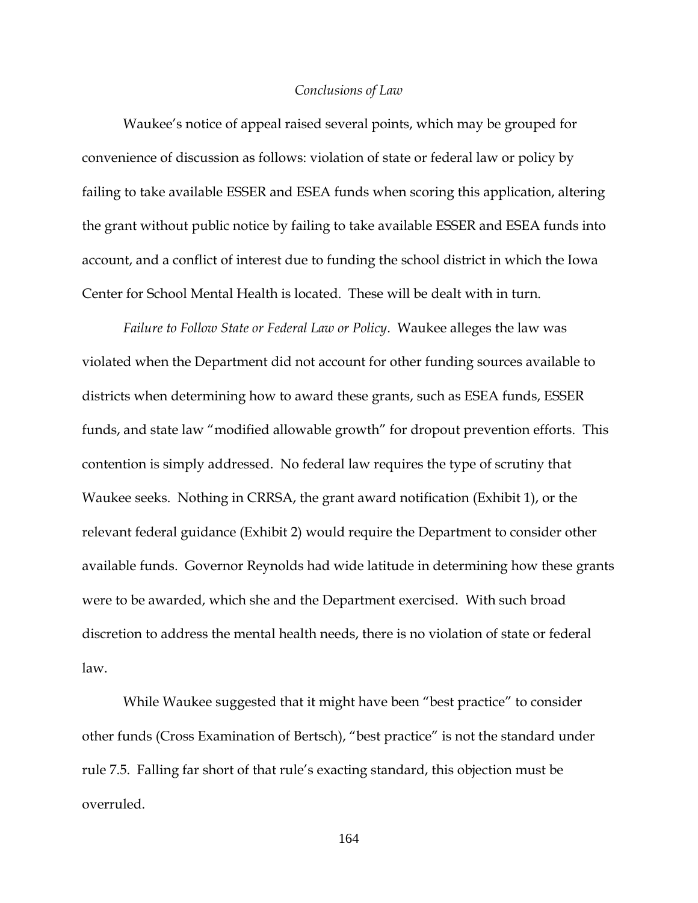*Conclusions of Law*

Waukee's notice of appeal raised several points, which may be grouped for convenience of discussion as follows: violation of state or federal law or policy by failing to take available ESSER and ESEA funds when scoring this application, altering the grant without public notice by failing to take available ESSER and ESEA funds into account, and a conflict of interest due to funding the school district in which the Iowa Center for School Mental Health is located. These will be dealt with in turn.

*Failure to Follow State or Federal Law or Policy*. Waukee alleges the law was violated when the Department did not account for other funding sources available to districts when determining how to award these grants, such as ESEA funds, ESSER funds, and state law "modified allowable growth" for dropout prevention efforts. This contention is simply addressed. No federal law requires the type of scrutiny that Waukee seeks. Nothing in CRRSA, the grant award notification (Exhibit 1), or the relevant federal guidance (Exhibit 2) would require the Department to consider other available funds. Governor Reynolds had wide latitude in determining how these grants were to be awarded, which she and the Department exercised. With such broad discretion to address the mental health needs, there is no violation of state or federal law.

While Waukee suggested that it might have been "best practice" to consider other funds (Cross Examination of Bertsch), "best practice" is not the standard under rule 7.5. Falling far short of that rule's exacting standard, this objection must be overruled.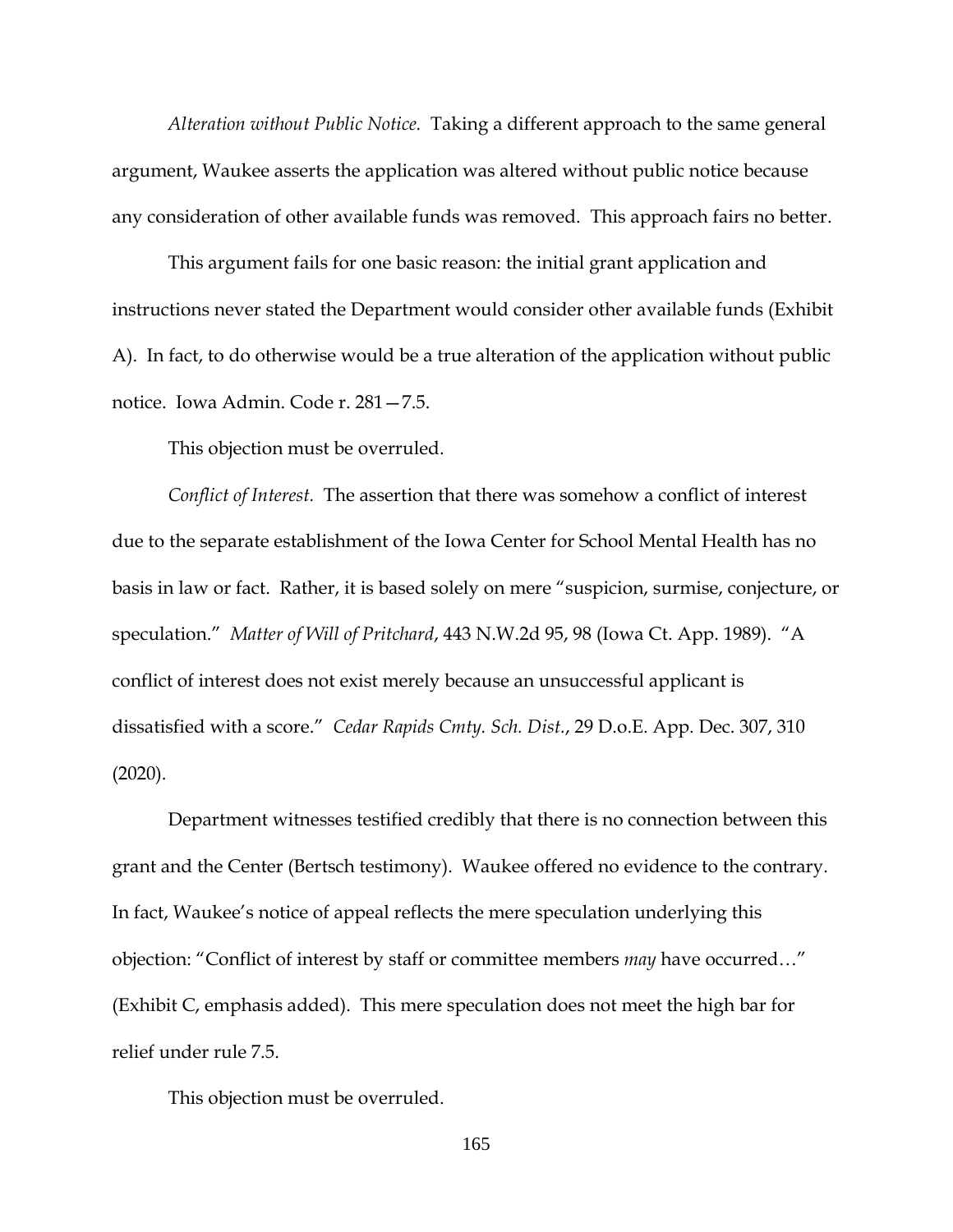*Alteration without Public Notice.* Taking a different approach to the same general argument, Waukee asserts the application was altered without public notice because any consideration of other available funds was removed. This approach fairs no better.

This argument fails for one basic reason: the initial grant application and instructions never stated the Department would consider other available funds (Exhibit A). In fact, to do otherwise would be a true alteration of the application without public notice. Iowa Admin. Code r. 281—7.5.

This objection must be overruled.

*Conflict of Interest.* The assertion that there was somehow a conflict of interest due to the separate establishment of the Iowa Center for School Mental Health has no basis in law or fact. Rather, it is based solely on mere "suspicion, surmise, conjecture, or speculation." *Matter of Will of Pritchard*, 443 N.W.2d 95, 98 (Iowa Ct. App. 1989). "A conflict of interest does not exist merely because an unsuccessful applicant is dissatisfied with a score." *Cedar Rapids Cmty. Sch. Dist.*, 29 D.o.E. App. Dec. 307, 310 (2020).

Department witnesses testified credibly that there is no connection between this grant and the Center (Bertsch testimony). Waukee offered no evidence to the contrary. In fact, Waukee's notice of appeal reflects the mere speculation underlying this objection: "Conflict of interest by staff or committee members *may* have occurred…" (Exhibit C, emphasis added). This mere speculation does not meet the high bar for relief under rule 7.5.

This objection must be overruled.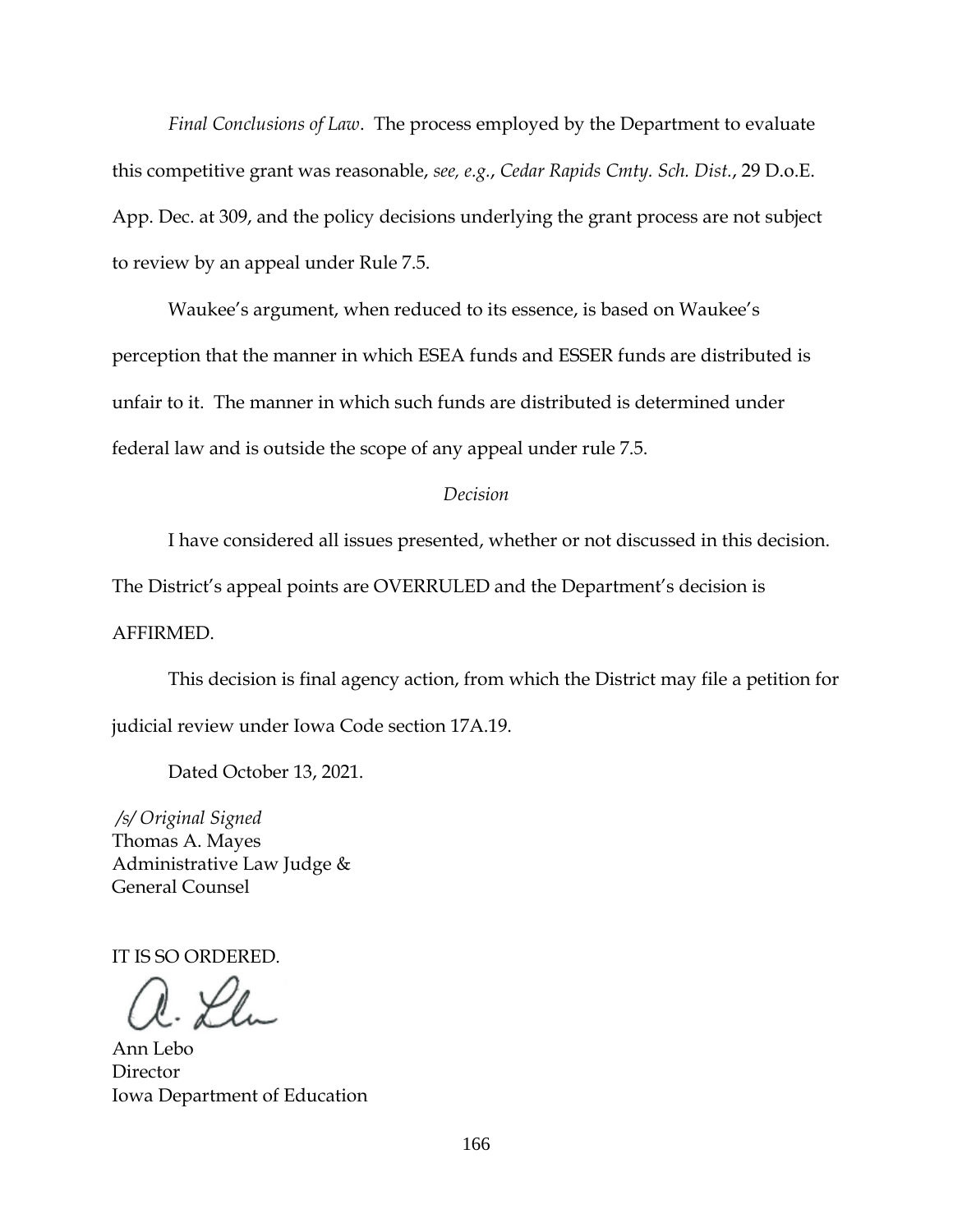*Final Conclusions of Law*. The process employed by the Department to evaluate this competitive grant was reasonable, *see, e.g.*, *Cedar Rapids Cmty. Sch. Dist.*, 29 D.o.E. App. Dec. at 309, and the policy decisions underlying the grant process are not subject to review by an appeal under Rule 7.5.

Waukee's argument, when reduced to its essence, is based on Waukee's perception that the manner in which ESEA funds and ESSER funds are distributed is unfair to it. The manner in which such funds are distributed is determined under federal law and is outside the scope of any appeal under rule 7.5.

*Decision*

I have considered all issues presented, whether or not discussed in this decision. The District's appeal points are OVERRULED and the Department's decision is AFFIRMED.

This decision is final agency action, from which the District may file a petition for judicial review under Iowa Code section 17A.19.

Dated October 13, 2021.

*/s/ Original Signed*
Thomas A. Mayes
Administrative Law Judge &
General Counsel

IT IS SO ORDERED.

Ann Lebo
Director
Iowa Department of Education